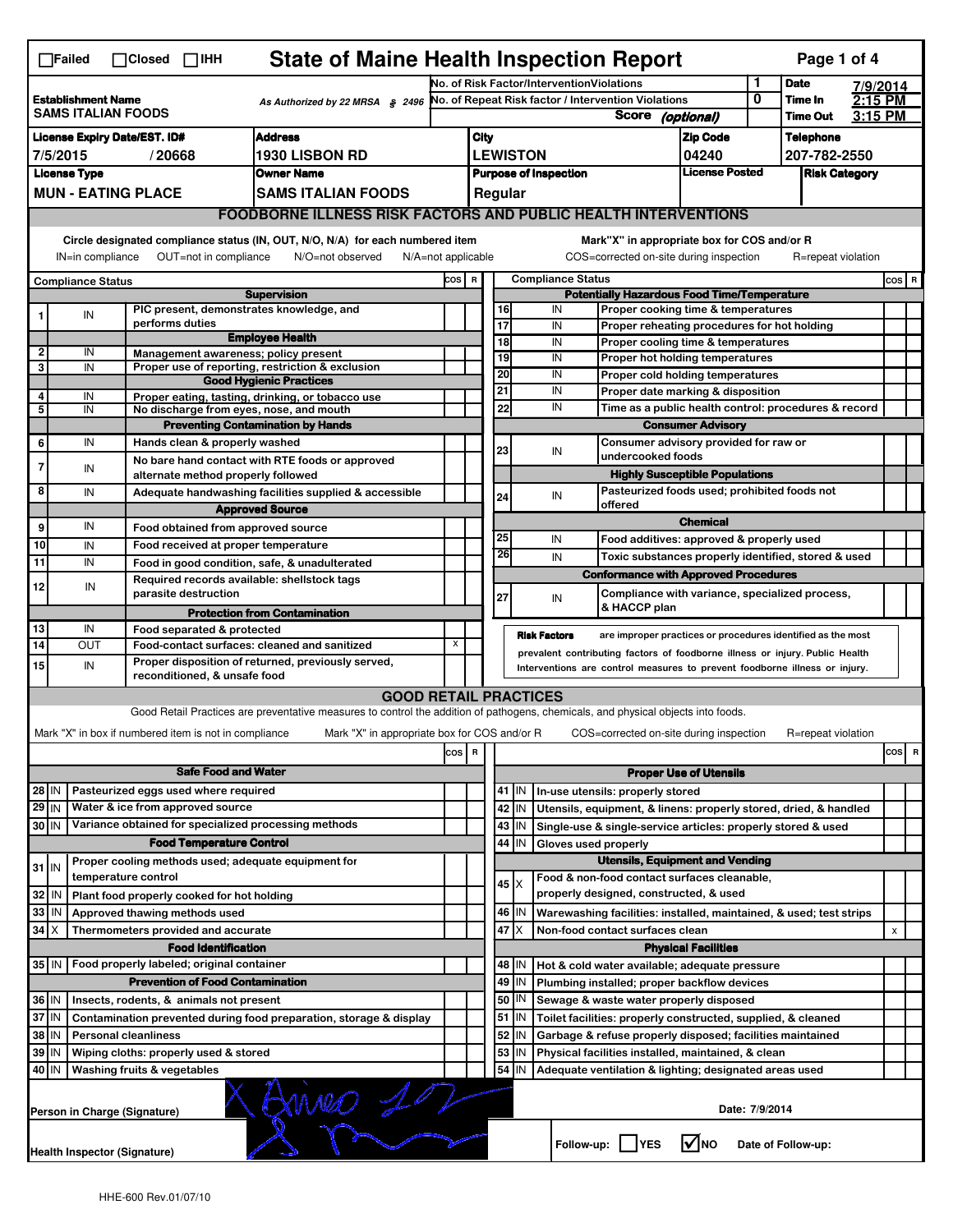☐Failed ☐Closed ☐IHH

# State of Maine Health Inspection Report

| | | | |
|---|---|---|---|
| **Establishment Name** SAMS ITALIAN FOODS | As Authorized by 22 MRSA § 2496 | No. of Risk Factor/Intervention Violations: 1 | **Date** 7/9/2014 |
| | | No. of Repeat Risk factor / Intervention Violations: 0 | **Time In** 2:15 PM |
| | | Score (optional) | **Time Out** 3:15 PM |

| License Expiry Date/EST. ID# | Address | City | Zip Code | Telephone |
|---|---|---|---|---|
| 7/5/2015 / 20668 | 1930 LISBON RD | LEWISTON | 04240 | 207-782-2550 |
| **License Type** | **Owner Name** | **Purpose of Inspection** | **License Posted** | **Risk Category** |
| MUN - EATING PLACE | SAMS ITALIAN FOODS | Regular | | |

## FOODBORNE ILLNESS RISK FACTORS AND PUBLIC HEALTH INTERVENTIONS

Circle designated compliance status (IN, OUT, N/O, N/A) for each numbered item
IN=in compliance OUT=not in compliance N/O=not observed N/A=not applicable

Mark"X" in appropriate box for COS and/or R
COS=corrected on-site during inspection R=repeat violation

| # | Compliance Status | Item | COS | R |
|---|---|---|---|---|
| | | **Supervision** | | |
| 1 | IN | PIC present, demonstrates knowledge, and performs duties | | |
| | | **Employee Health** | | |
| 2 | IN | Management awareness; policy present | | |
| 3 | IN | Proper use of reporting, restriction & exclusion | | |
| | | **Good Hygienic Practices** | | |
| 4 | IN | Proper eating, tasting, drinking, or tobacco use | | |
| 5 | IN | No discharge from eyes, nose, and mouth | | |
| | | **Preventing Contamination by Hands** | | |
| 6 | IN | Hands clean & properly washed | | |
| 7 | IN | No bare hand contact with RTE foods or approved alternate method properly followed | | |
| 8 | IN | Adequate handwashing facilities supplied & accessible | | |
| | | **Approved Source** | | |
| 9 | IN | Food obtained from approved source | | |
| 10 | IN | Food received at proper temperature | | |
| 11 | IN | Food in good condition, safe, & unadulterated | | |
| 12 | IN | Required records available: shellstock tags parasite destruction | | |
| | | **Protection from Contamination** | | |
| 13 | IN | Food separated & protected | | |
| 14 | OUT | Food-contact surfaces: cleaned and sanitized | X | |
| 15 | IN | Proper disposition of returned, previously served, reconditioned, & unsafe food | | |
| | | **Potentially Hazardous Food Time/Temperature** | | |
| 16 | IN | Proper cooking time & temperatures | | |
| 17 | IN | Proper reheating procedures for hot holding | | |
| 18 | IN | Proper cooling time & temperatures | | |
| 19 | IN | Proper hot holding temperatures | | |
| 20 | IN | Proper cold holding temperatures | | |
| 21 | IN | Proper date marking & disposition | | |
| 22 | IN | Time as a public health control: procedures & record | | |
| | | **Consumer Advisory** | | |
| 23 | IN | Consumer advisory provided for raw or undercooked foods | | |
| | | **Highly Susceptible Populations** | | |
| 24 | IN | Pasteurized foods used; prohibited foods not offered | | |
| | | **Chemical** | | |
| 25 | IN | Food additives: approved & properly used | | |
| 26 | IN | Toxic substances properly identified, stored & used | | |
| | | **Conformance with Approved Procedures** | | |
| 27 | IN | Compliance with variance, specialized process, & HACCP plan | | |

**Risk Factors** are improper practices or procedures identified as the most prevalent contributing factors of foodborne illness or injury. Public Health Interventions are control measures to prevent foodborne illness or injury.

## GOOD RETAIL PRACTICES

Good Retail Practices are preventative measures to control the addition of pathogens, chemicals, and physical objects into foods.

Mark "X" in box if numbered item is not in compliance Mark "X" in appropriate box for COS and/or R COS=corrected on-site during inspection R=repeat violation

| # | Status | Item | COS | R |
|---|---|---|---|---|
| | | **Safe Food and Water** | | |
| 28 | IN | Pasteurized eggs used where required | | |
| 29 | IN | Water & ice from approved source | | |
| 30 | IN | Variance obtained for specialized processing methods | | |
| | | **Food Temperature Control** | | |
| 31 | IN | Proper cooling methods used; adequate equipment for temperature control | | |
| 32 | IN | Plant food properly cooked for hot holding | | |
| 33 | IN | Approved thawing methods used | | |
| 34 | X | Thermometers provided and accurate | | |
| | | **Food Identification** | | |
| 35 | IN | Food properly labeled; original container | | |
| | | **Prevention of Food Contamination** | | |
| 36 | IN | Insects, rodents, & animals not present | | |
| 37 | IN | Contamination prevented during food preparation, storage & display | | |
| 38 | IN | Personal cleanliness | | |
| 39 | IN | Wiping cloths: properly used & stored | | |
| 40 | IN | Washing fruits & vegetables | | |
| | | **Proper Use of Utensils** | | |
| 41 | IN | In-use utensils: properly stored | | |
| 42 | IN | Utensils, equipment, & linens: properly stored, dried, & handled | | |
| 43 | IN | Single-use & single-service articles: properly stored & used | | |
| 44 | IN | Gloves used properly | | |
| | | **Utensils, Equipment and Vending** | | |
| 45 | X | Food & non-food contact surfaces cleanable, properly designed, constructed, & used | | |
| 46 | IN | Warewashing facilities: installed, maintained, & used; test strips | | |
| 47 | X | Non-food contact surfaces clean | | X |
| | | **Physical Facilities** | | |
| 48 | IN | Hot & cold water available; adequate pressure | | |
| 49 | IN | Plumbing installed; proper backflow devices | | |
| 50 | IN | Sewage & waste water properly disposed | | |
| 51 | IN | Toilet facilities: properly constructed, supplied, & cleaned | | |
| 52 | IN | Garbage & refuse properly disposed; facilities maintained | | |
| 53 | IN | Physical facilities installed, maintained, & clean | | |
| 54 | IN | Adequate ventilation & lighting; designated areas used | | |

Person in Charge (Signature) Date: 7/9/2014

Health Inspector (Signature) Follow-up: ☐YES ☑NO Date of Follow-up:

HHE-600 Rev.01/07/10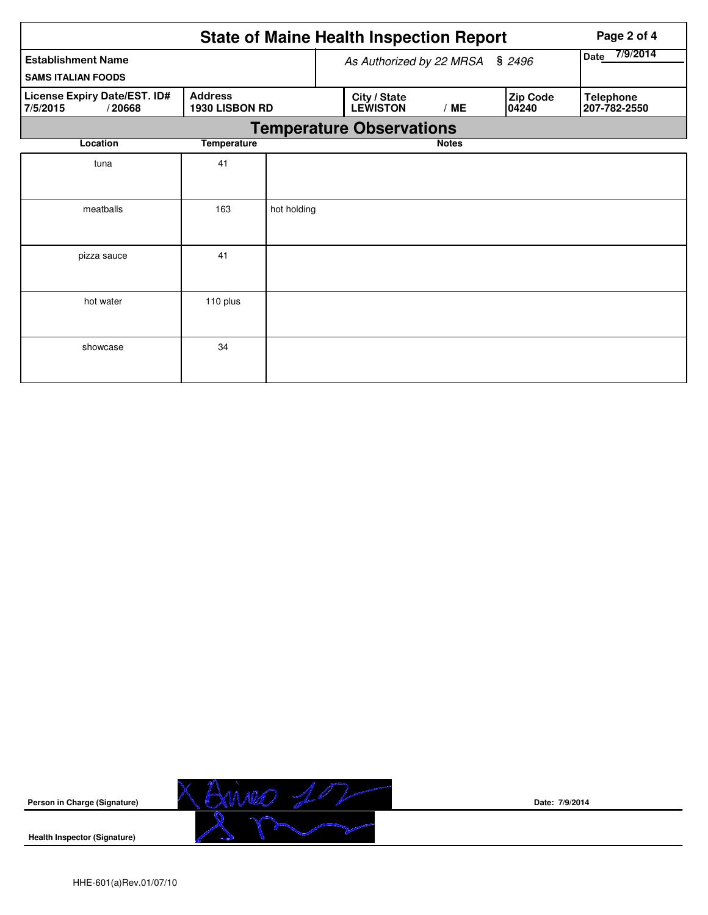# State of Maine Health Inspection Report

| Establishment Name | As Authorized by 22 MRSA § 2496 | | | Date 7/9/2014 |
|---|---|---|---|---|
| SAMS ITALIAN FOODS | | | | |
| License Expiry Date/EST. ID# 7/5/2015 / 20668 | Address 1930 LISBON RD | City / State LEWISTON / ME | Zip Code 04240 | Telephone 207-782-2550 |

## Temperature Observations

| Location | Temperature | Notes |
|---|---|---|
| tuna | 41 | |
| meatballs | 163 | hot holding |
| pizza sauce | 41 | |
| hot water | 110 plus | |
| showcase | 34 | |

Person in Charge (Signature)

Date: 7/9/2014

Health Inspector (Signature)

HHE-601(a)Rev.01/07/10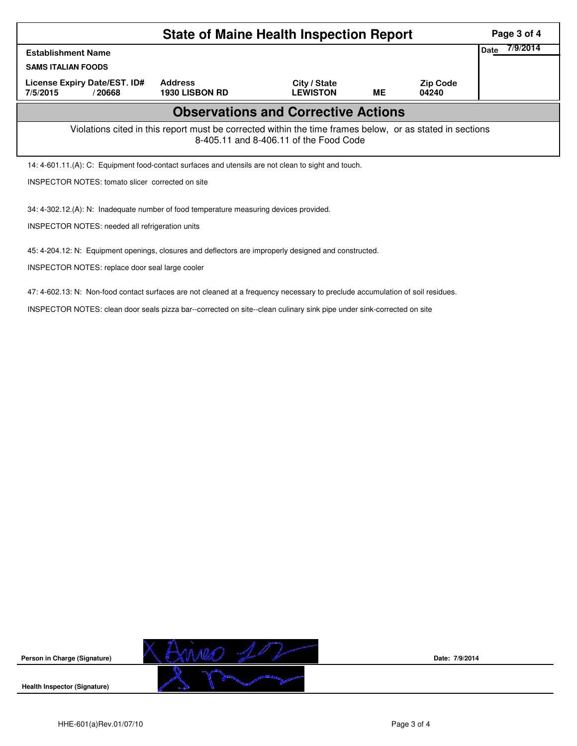# State of Maine Health Inspection Report

| Establishment Name | | | | | Date 7/9/2014 |
|---|---|---|---|---|---|
| SAMS ITALIAN FOODS | | | | | |
| License Expiry Date/EST. ID# | Address | City / State | | Zip Code | |
| 7/5/2015 / 20668 | 1930 LISBON RD | LEWISTON | ME | 04240 | |

## Observations and Corrective Actions

Violations cited in this report must be corrected within the time frames below, or as stated in sections 8-405.11 and 8-406.11 of the Food Code

14: 4-601.11.(A): C: Equipment food-contact surfaces and utensils are not clean to sight and touch.

INSPECTOR NOTES: tomato slicer corrected on site

34: 4-302.12.(A): N: Inadequate number of food temperature measuring devices provided.

INSPECTOR NOTES: needed all refrigeration units

45: 4-204.12: N: Equipment openings, closures and deflectors are improperly designed and constructed.

INSPECTOR NOTES: replace door seal large cooler

47: 4-602.13: N: Non-food contact surfaces are not cleaned at a frequency necessary to preclude accumulation of soil residues.

INSPECTOR NOTES: clean door seals pizza bar--corrected on site--clean culinary sink pipe under sink-corrected on site

Person in Charge (Signature) Date: 7/9/2014

Health Inspector (Signature)

HHE-601(a)Rev.01/07/10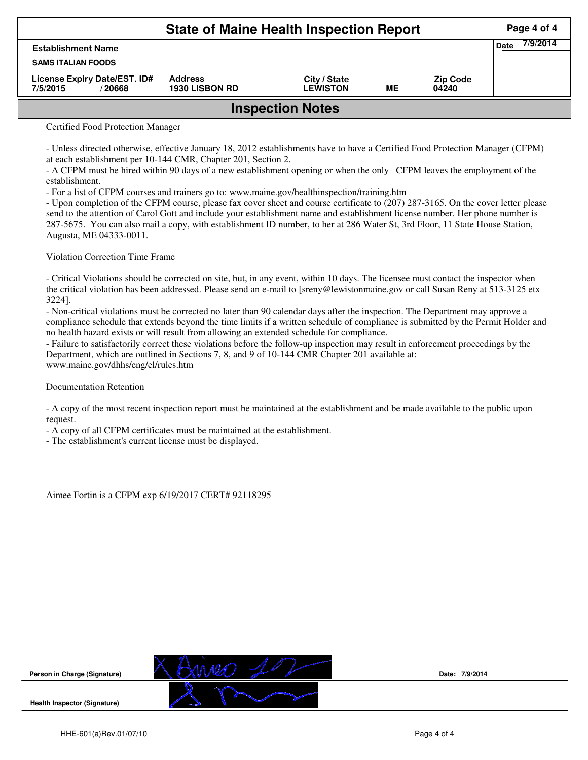# State of Maine Health Inspection Report

| Establishment Name | | | | | Date 7/9/2014 |
|---|---|---|---|---|---|
| SAMS ITALIAN FOODS | | | | | |
| License Expiry Date/EST. ID# | Address | City / State | | Zip Code | |
| 7/5/2015 / 20668 | 1930 LISBON RD | LEWISTON | ME | 04240 | |

## Inspection Notes

Certified Food Protection Manager

- Unless directed otherwise, effective January 18, 2012 establishments have to have a Certified Food Protection Manager (CFPM) at each establishment per 10-144 CMR, Chapter 201, Section 2.
- A CFPM must be hired within 90 days of a new establishment opening or when the only CFPM leaves the employment of the establishment.
- For a list of CFPM courses and trainers go to: www.maine.gov/healthinspection/training.htm
- Upon completion of the CFPM course, please fax cover sheet and course certificate to (207) 287-3165. On the cover letter please send to the attention of Carol Gott and include your establishment name and establishment license number. Her phone number is 287-5675. You can also mail a copy, with establishment ID number, to her at 286 Water St, 3rd Floor, 11 State House Station, Augusta, ME 04333-0011.

Violation Correction Time Frame

- Critical Violations should be corrected on site, but, in any event, within 10 days. The licensee must contact the inspector when the critical violation has been addressed. Please send an e-mail to [sreny@lewistonmaine.gov or call Susan Reny at 513-3125 etx 3224].
- Non-critical violations must be corrected no later than 90 calendar days after the inspection. The Department may approve a compliance schedule that extends beyond the time limits if a written schedule of compliance is submitted by the Permit Holder and no health hazard exists or will result from allowing an extended schedule for compliance.
- Failure to satisfactorily correct these violations before the follow-up inspection may result in enforcement proceedings by the Department, which are outlined in Sections 7, 8, and 9 of 10-144 CMR Chapter 201 available at: www.maine.gov/dhhs/eng/el/rules.htm

Documentation Retention

- A copy of the most recent inspection report must be maintained at the establishment and be made available to the public upon request.
- A copy of all CFPM certificates must be maintained at the establishment.
- The establishment's current license must be displayed.

Aimee Fortin is a CFPM exp 6/19/2017 CERT# 92118295

Person in Charge (Signature) Date: 7/9/2014

Health Inspector (Signature)

HHE-601(a)Rev.01/07/10